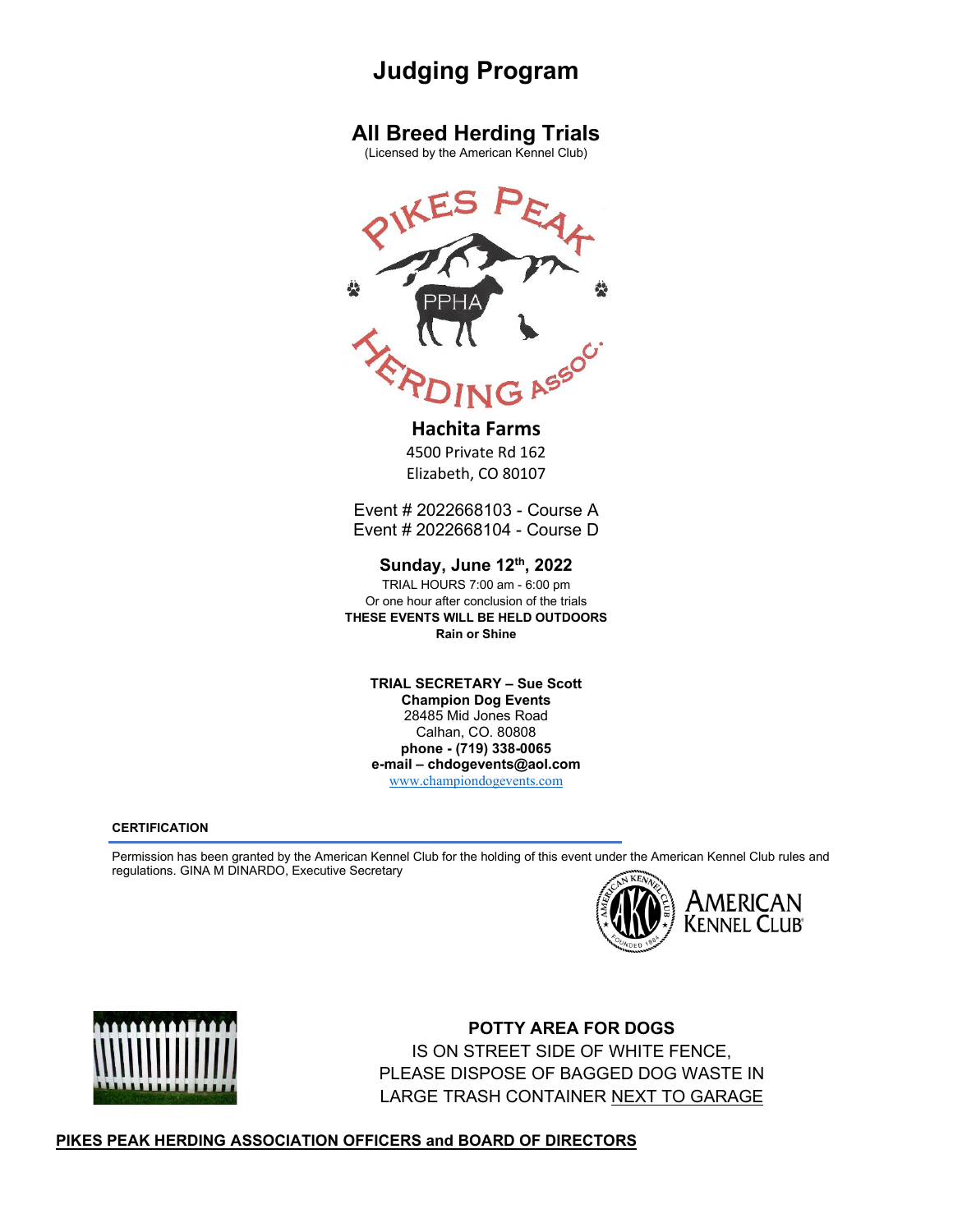# Judging Program

## All Breed Herding Trials

(Licensed by the American Kennel Club)

PIKES PEAK HERDING ASSOC.

PPHA

**Hachita Farms**
4500 Private Rd 162
Elizabeth, CO 80107

Event # 2022668103 - Course A
Event # 2022668104 - Course D

**Sunday, June 12th, 2022**
TRIAL HOURS 7:00 am - 6:00 pm
Or one hour after conclusion of the trials
**THESE EVENTS WILL BE HELD OUTDOORS**
**Rain or Shine**

**TRIAL SECRETARY – Sue Scott**
**Champion Dog Events**
28485 Mid Jones Road
Calhan, CO. 80808
**phone - (719) 338-0065**
**e-mail – chdogevents@aol.com**
www.championdogevents.com

**CERTIFICATION**

Permission has been granted by the American Kennel Club for the holding of this event under the American Kennel Club rules and regulations. GINA M DINARDO, Executive Secretary

AMERICAN KENNEL CLUB

**POTTY AREA FOR DOGS**
IS ON STREET SIDE OF WHITE FENCE,
PLEASE DISPOSE OF BAGGED DOG WASTE IN
LARGE TRASH CONTAINER NEXT TO GARAGE

**PIKES PEAK HERDING ASSOCIATION OFFICERS and BOARD OF DIRECTORS**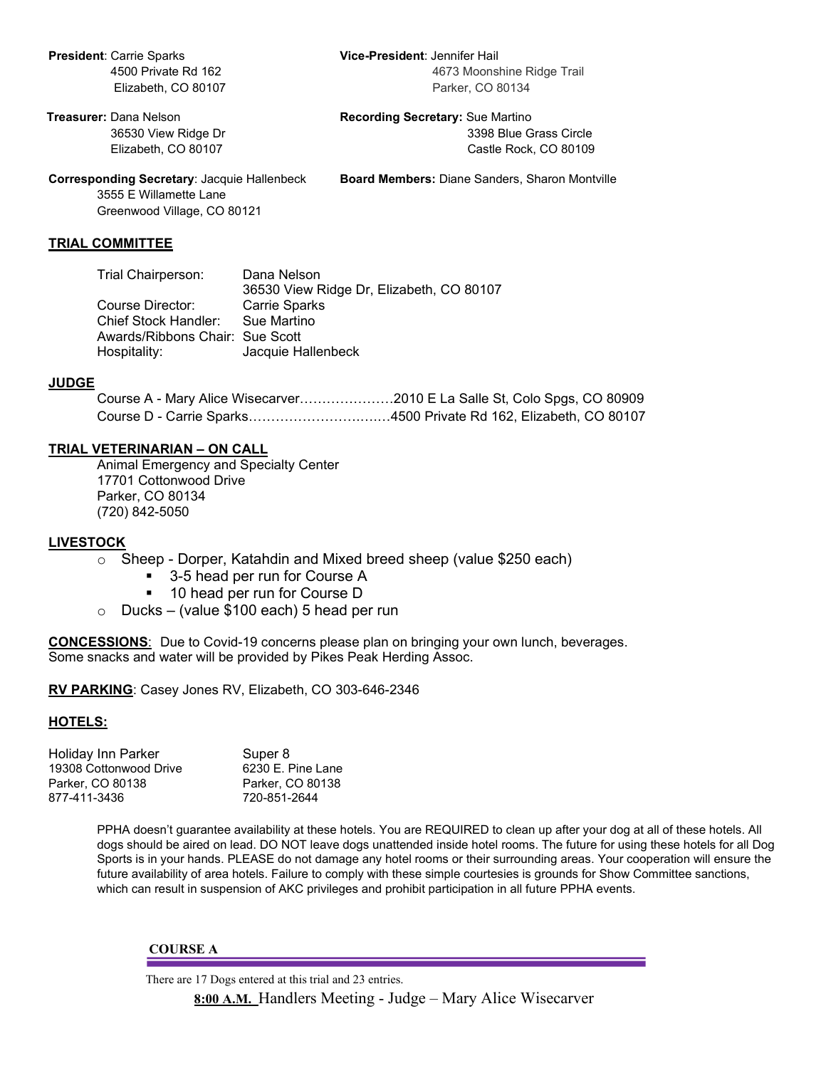**President**: Carrie Sparks
4500 Private Rd 162
Elizabeth, CO 80107

**Vice-President**: Jennifer Hail
4673 Moonshine Ridge Trail
Parker, CO 80134

**Treasurer:** Dana Nelson
36530 View Ridge Dr
Elizabeth, CO 80107

**Recording Secretary:** Sue Martino
3398 Blue Grass Circle
Castle Rock, CO 80109

**Corresponding Secretary**: Jacquie Hallenbeck
3555 E Willamette Lane
Greenwood Village, CO 80121

**Board Members:** Diane Sanders, Sharon Montville

## TRIAL COMMITTEE

| | |
|---|---|
| Trial Chairperson: | Dana Nelson<br>36530 View Ridge Dr, Elizabeth, CO 80107 |
| Course Director: | Carrie Sparks |
| Chief Stock Handler: | Sue Martino |
| Awards/Ribbons Chair: | Sue Scott |
| Hospitality: | Jacquie Hallenbeck |

## JUDGE

Course A - Mary Alice Wisecarver…………………2010 E La Salle St, Colo Spgs, CO 80909
Course D - Carrie Sparks……………………….…4500 Private Rd 162, Elizabeth, CO 80107

## TRIAL VETERINARIAN – ON CALL

Animal Emergency and Specialty Center
17701 Cottonwood Drive
Parker, CO 80134
(720) 842-5050

## LIVESTOCK

- Sheep - Dorper, Katahdin and Mixed breed sheep (value $250 each)
  - 3-5 head per run for Course A
  - 10 head per run for Course D
- Ducks – (value $100 each) 5 head per run

**CONCESSIONS**: Due to Covid-19 concerns please plan on bringing your own lunch, beverages. Some snacks and water will be provided by Pikes Peak Herding Assoc.

**RV PARKING**: Casey Jones RV, Elizabeth, CO 303-646-2346

## HOTELS:

| Holiday Inn Parker | Super 8 |
|---|---|
| 19308 Cottonwood Drive | 6230 E. Pine Lane |
| Parker, CO 80138 | Parker, CO 80138 |
| 877-411-3436 | 720-851-2644 |

PPHA doesn't guarantee availability at these hotels. You are REQUIRED to clean up after your dog at all of these hotels. All dogs should be aired on lead. DO NOT leave dogs unattended inside hotel rooms. The future for using these hotels for all Dog Sports is in your hands. PLEASE do not damage any hotel rooms or their surrounding areas. Your cooperation will ensure the future availability of area hotels. Failure to comply with these simple courtesies is grounds for Show Committee sanctions, which can result in suspension of AKC privileges and prohibit participation in all future PPHA events.

## COURSE A

There are 17 Dogs entered at this trial and 23 entries.

**8:00 A.M.** Handlers Meeting - Judge – Mary Alice Wisecarver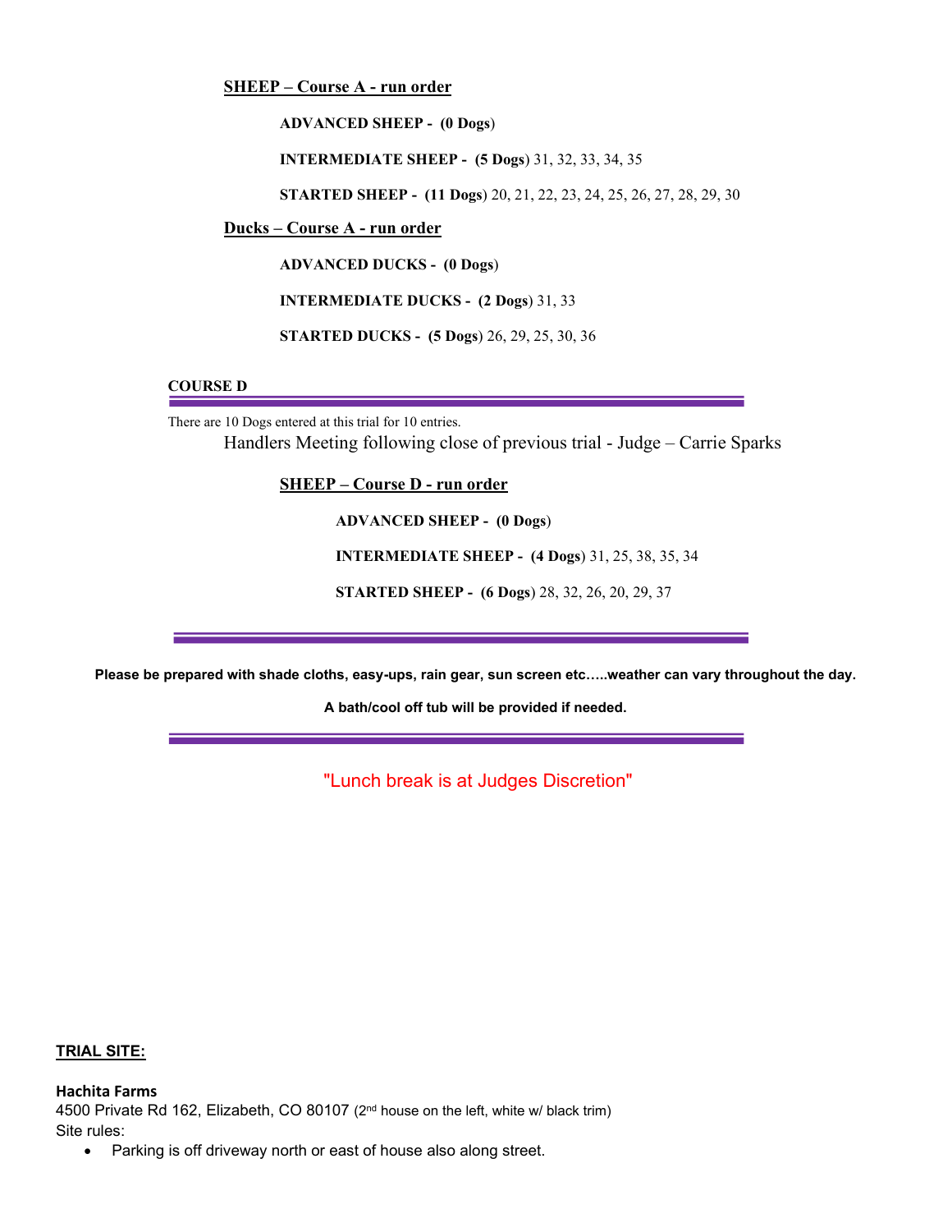**SHEEP – Course A - run order**

**ADVANCED SHEEP - (0 Dogs)**

**INTERMEDIATE SHEEP - (5 Dogs)** 31, 32, 33, 34, 35

**STARTED SHEEP - (11 Dogs)** 20, 21, 22, 23, 24, 25, 26, 27, 28, 29, 30

**Ducks – Course A - run order**

**ADVANCED DUCKS - (0 Dogs)**

**INTERMEDIATE DUCKS - (2 Dogs)** 31, 33

**STARTED DUCKS - (5 Dogs)** 26, 29, 25, 30, 36

## COURSE D

There are 10 Dogs entered at this trial for 10 entries.

Handlers Meeting following close of previous trial - Judge – Carrie Sparks

**SHEEP – Course D - run order**

**ADVANCED SHEEP - (0 Dogs)**

**INTERMEDIATE SHEEP - (4 Dogs)** 31, 25, 38, 35, 34

**STARTED SHEEP - (6 Dogs)** 28, 32, 26, 20, 29, 37

**Please be prepared with shade cloths, easy-ups, rain gear, sun screen etc…..weather can vary throughout the day.**

**A bath/cool off tub will be provided if needed.**

"Lunch break is at Judges Discretion"

**TRIAL SITE:**

**Hachita Farms**
4500 Private Rd 162, Elizabeth, CO 80107 (2nd house on the left, white w/ black trim)
Site rules:

- Parking is off driveway north or east of house also along street.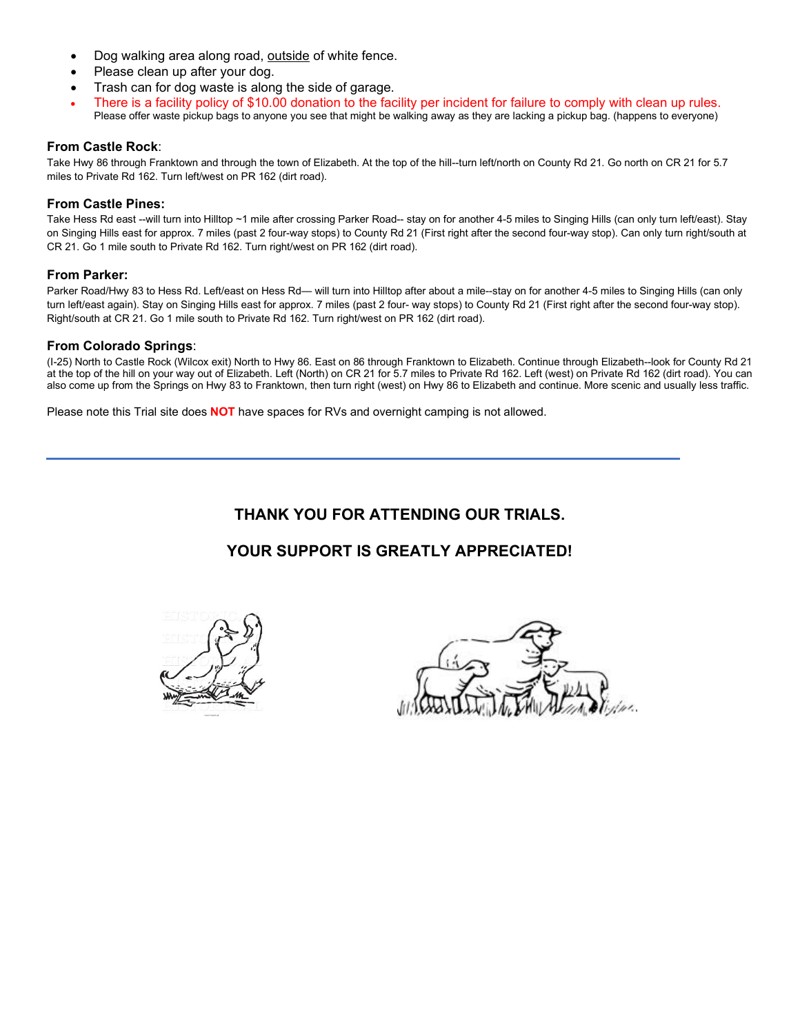- Dog walking area along road, outside of white fence.
- Please clean up after your dog.
- Trash can for dog waste is along the side of garage.
- There is a facility policy of $10.00 donation to the facility per incident for failure to comply with clean up rules.
  Please offer waste pickup bags to anyone you see that might be walking away as they are lacking a pickup bag. (happens to everyone)

### From Castle Rock:

Take Hwy 86 through Franktown and through the town of Elizabeth. At the top of the hill--turn left/north on County Rd 21. Go north on CR 21 for 5.7 miles to Private Rd 162. Turn left/west on PR 162 (dirt road).

### From Castle Pines:

Take Hess Rd east --will turn into Hilltop ~1 mile after crossing Parker Road-- stay on for another 4-5 miles to Singing Hills (can only turn left/east). Stay on Singing Hills east for approx. 7 miles (past 2 four-way stops) to County Rd 21 (First right after the second four-way stop). Can only turn right/south at CR 21. Go 1 mile south to Private Rd 162. Turn right/west on PR 162 (dirt road).

### From Parker:

Parker Road/Hwy 83 to Hess Rd. Left/east on Hess Rd— will turn into Hilltop after about a mile--stay on for another 4-5 miles to Singing Hills (can only turn left/east again). Stay on Singing Hills east for approx. 7 miles (past 2 four- way stops) to County Rd 21 (First right after the second four-way stop). Right/south at CR 21. Go 1 mile south to Private Rd 162. Turn right/west on PR 162 (dirt road).

### From Colorado Springs:

(I-25) North to Castle Rock (Wilcox exit) North to Hwy 86. East on 86 through Franktown to Elizabeth. Continue through Elizabeth--look for County Rd 21 at the top of the hill on your way out of Elizabeth. Left (North) on CR 21 for 5.7 miles to Private Rd 162. Left (west) on Private Rd 162 (dirt road). You can also come up from the Springs on Hwy 83 to Franktown, then turn right (west) on Hwy 86 to Elizabeth and continue. More scenic and usually less traffic.

Please note this Trial site does **NOT** have spaces for RVs and overnight camping is not allowed.

---

**THANK YOU FOR ATTENDING OUR TRIALS.**

**YOUR SUPPORT IS GREATLY APPRECIATED!**